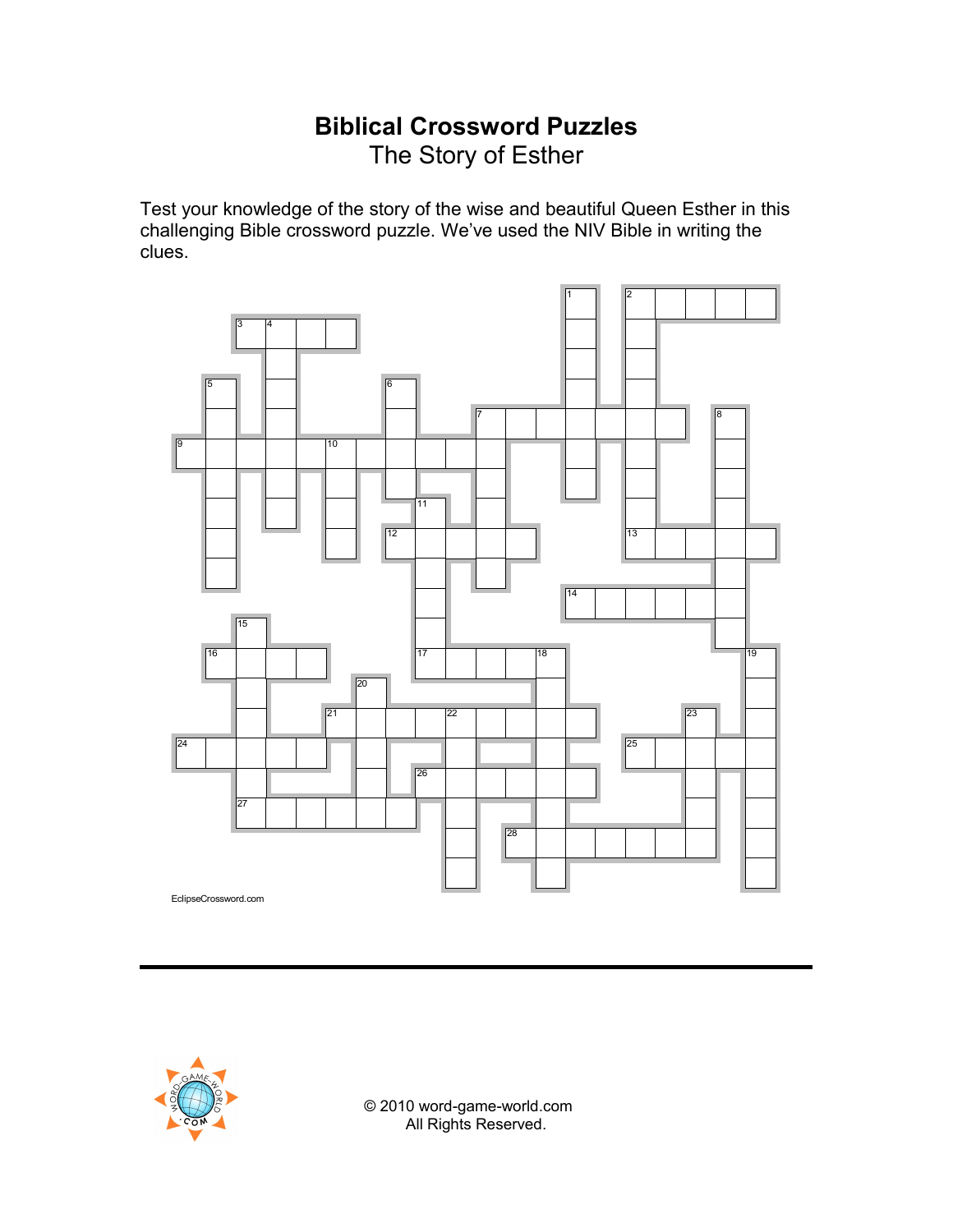# Biblical Crossword Puzzles

## The Story of Esther

Test your knowledge of the story of the wise and beautiful Queen Esther in this challenging Bible crossword puzzle. We've used the NIV Bible in writing the clues.

EclipseCrossword.com

© 2010 word-game-world.com
All Rights Reserved.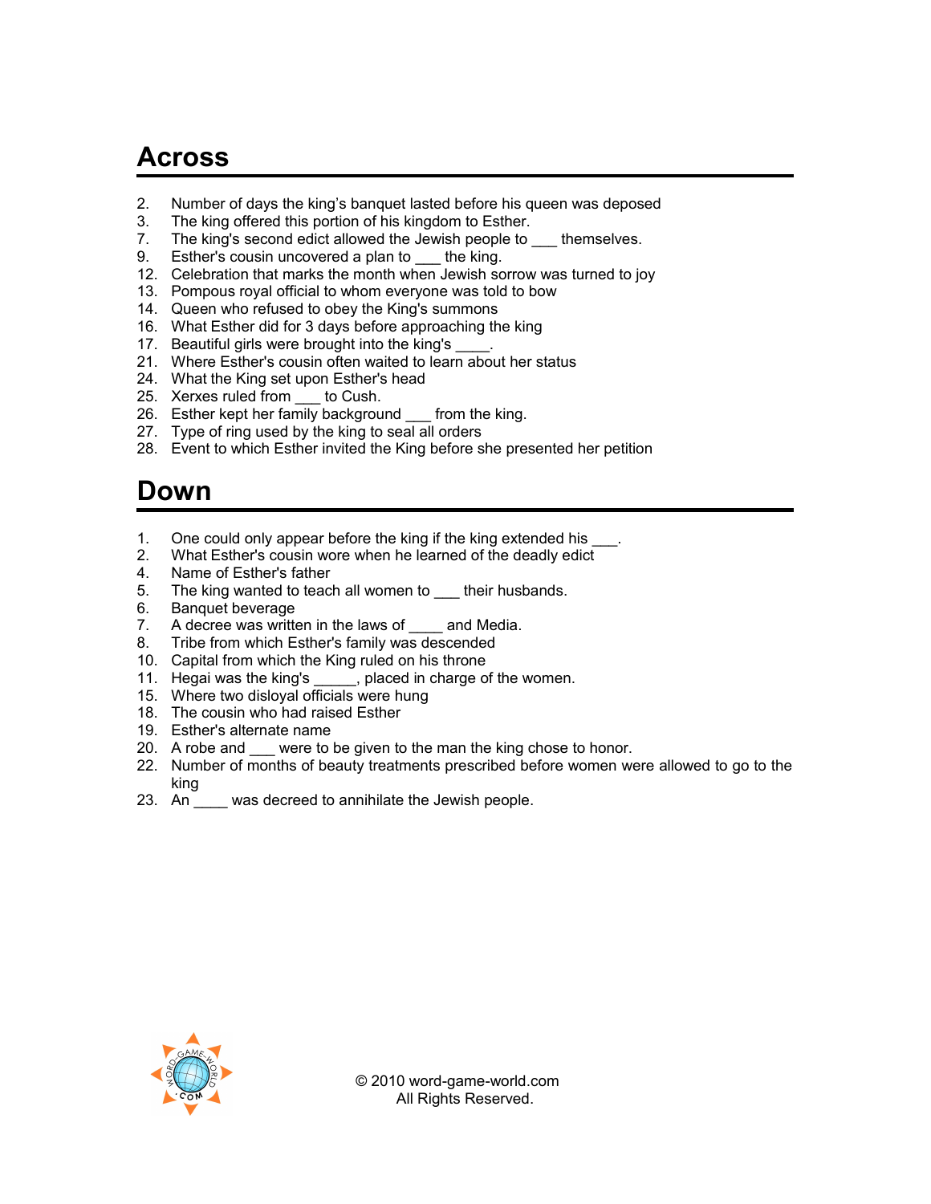# Across

2. Number of days the king's banquet lasted before his queen was deposed
3. The king offered this portion of his kingdom to Esther.
7. The king's second edict allowed the Jewish people to ___ themselves.
9. Esther's cousin uncovered a plan to ___ the king.
12. Celebration that marks the month when Jewish sorrow was turned to joy
13. Pompous royal official to whom everyone was told to bow
14. Queen who refused to obey the King's summons
16. What Esther did for 3 days before approaching the king
17. Beautiful girls were brought into the king's ____.
21. Where Esther's cousin often waited to learn about her status
24. What the King set upon Esther's head
25. Xerxes ruled from ___ to Cush.
26. Esther kept her family background ___ from the king.
27. Type of ring used by the king to seal all orders
28. Event to which Esther invited the King before she presented her petition

# Down

1. One could only appear before the king if the king extended his ___.
2. What Esther's cousin wore when he learned of the deadly edict
4. Name of Esther's father
5. The king wanted to teach all women to ___ their husbands.
6. Banquet beverage
7. A decree was written in the laws of ____ and Media.
8. Tribe from which Esther's family was descended
10. Capital from which the King ruled on his throne
11. Hegai was the king's _____, placed in charge of the women.
15. Where two disloyal officials were hung
18. The cousin who had raised Esther
19. Esther's alternate name
20. A robe and ___ were to be given to the man the king chose to honor.
22. Number of months of beauty treatments prescribed before women were allowed to go to the king
23. An ____ was decreed to annihilate the Jewish people.

© 2010 word-game-world.com
All Rights Reserved.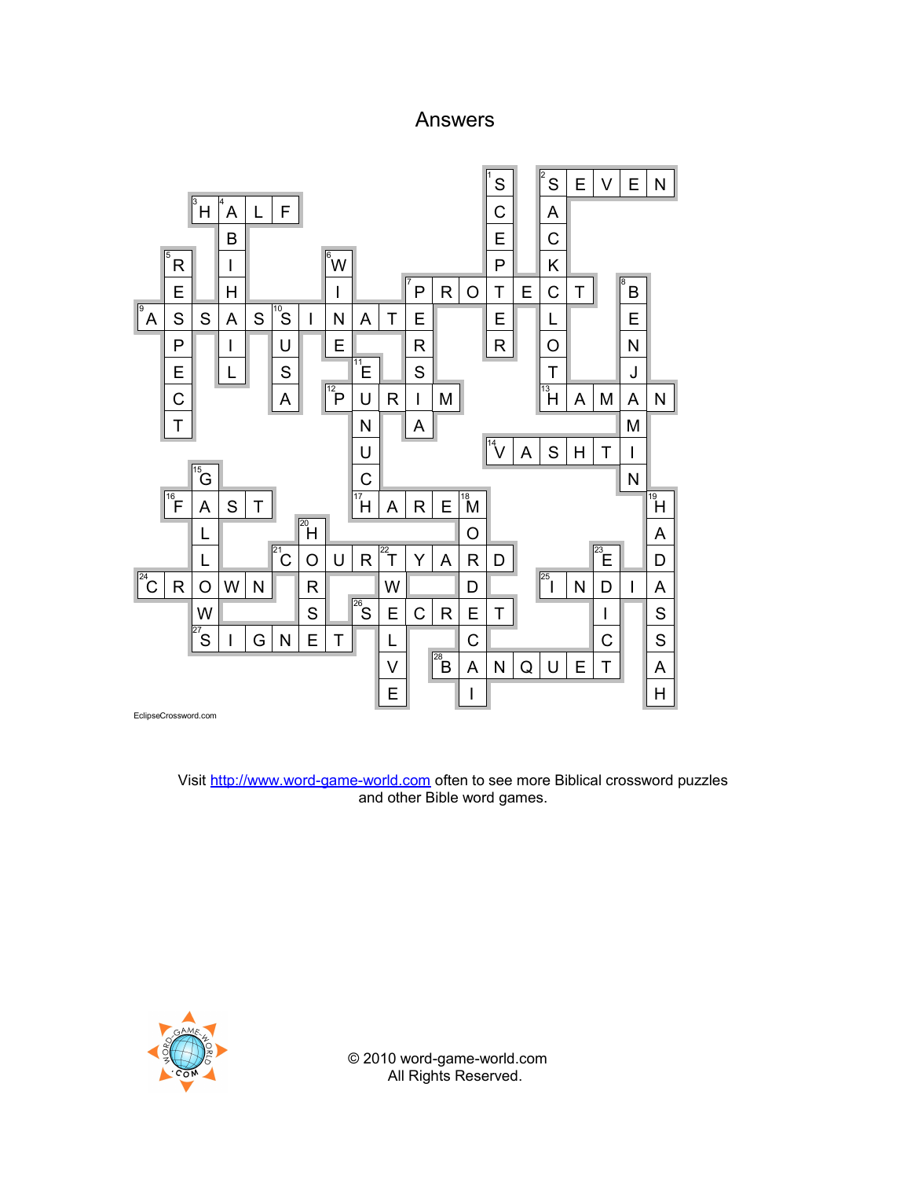# Answers

| | | | | | | | | | | | | | | | | | | | |
|---|---|---|---|---|---|---|---|---|---|---|---|---|---|---|---|---|---|---|---|
| | | | | | | | | | | | | | [1] S | | [2] S | E | V | E | N |
| | | [3] H | [4] A | L | F | | | | | | | | C | | A | | | | |
| | | | B | | | | | | | | | | E | | C | | | | |
| | [5] R | | I | | | | [6] W | | | | | | P | | K | | | | |
| | E | | H | | | | I | | | [7] P | R | O | T | E | C | T | | [8] B | |
| [9] A | S | S | A | S | [10] S | I | N | A | T | E | | | E | | L | | | E | |
| | P | | I | | U | | E | | | R | | | R | | O | | | N | |
| | E | | L | | S | | | [11] E | | S | | | | | T | | | J | |
| | C | | | | A | | [12] P | U | R | I | M | | | | [13] H | A | M | A | N |
| | T | | | | | | | N | | A | | | | | | | | M | |
| | | | | | | | | U | | | | | [14] V | A | S | H | T | I | |
| | | [15] G | | | | | | C | | | | | | | | | | N | |
| | [16] F | A | S | T | | | | [17] H | A | R | E | [18] M | | | | | | | [19] H |
| | | L | | | | [20] H | | | | | | O | | | | | | | A |
| | | L | | | [21] C | O | U | R | [22] T | Y | A | R | D | | | | [23] E | | D |
| [24] C | R | O | W | N | | R | | | W | | | D | | | [25] I | N | D | I | A |
| | | W | | | | S | | [26] S | E | C | R | E | T | | | | I | | S |
| | | [27] S | I | G | N | E | T | | L | | | C | | | | | C | | S |
| | | | | | | | | | V | | [28] B | A | N | Q | U | E | T | | A |
| | | | | | | | | | E | | | I | | | | | | | H |

EclipseCrossword.com

Visit http://www.word-game-world.com often to see more Biblical crossword puzzles and other Bible word games.

© 2010 word-game-world.com
All Rights Reserved.